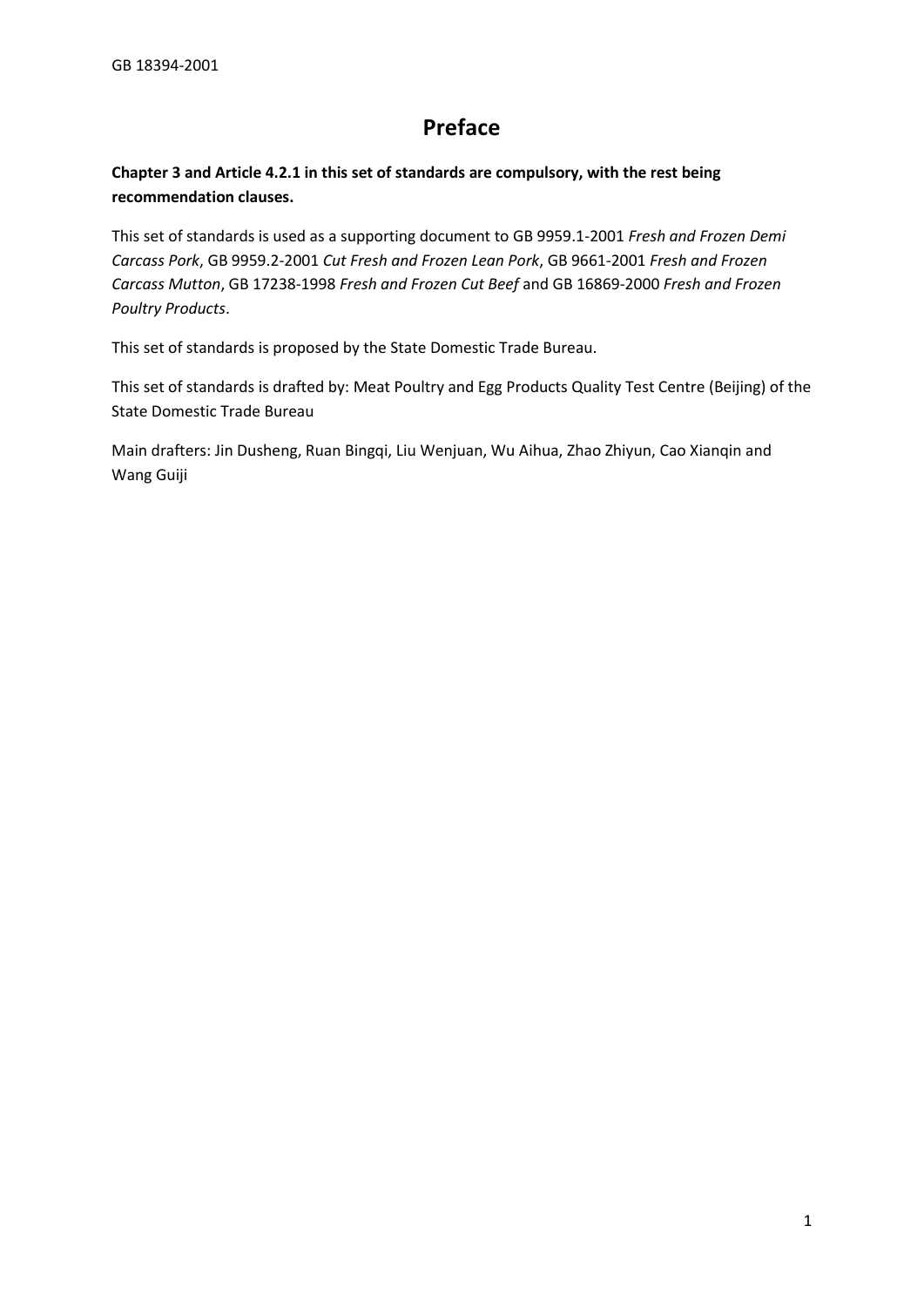# Preface

**Chapter 3 and Article 4.2.1 in this set of standards are compulsory, with the rest being recommendation clauses.**

This set of standards is used as a supporting document to GB 9959.1-2001 *Fresh and Frozen Demi Carcass Pork*, GB 9959.2-2001 *Cut Fresh and Frozen Lean Pork*, GB 9661-2001 *Fresh and Frozen Carcass Mutton*, GB 17238-1998 *Fresh and Frozen Cut Beef* and GB 16869-2000 *Fresh and Frozen Poultry Products*.

This set of standards is proposed by the State Domestic Trade Bureau.

This set of standards is drafted by: Meat Poultry and Egg Products Quality Test Centre (Beijing) of the State Domestic Trade Bureau

Main drafters: Jin Dusheng, Ruan Bingqi, Liu Wenjuan, Wu Aihua, Zhao Zhiyun, Cao Xianqin and Wang Guiji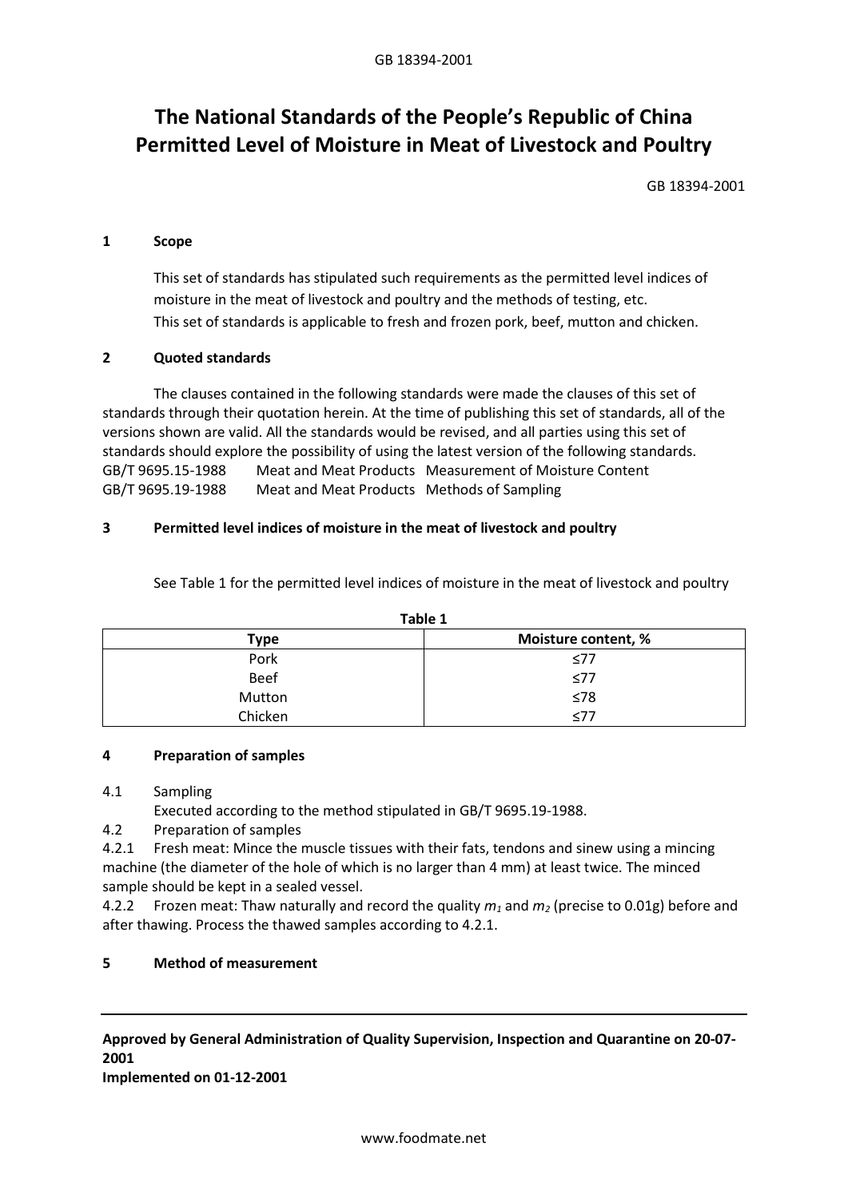# The National Standards of the People's Republic of China Permitted Level of Moisture in Meat of Livestock and Poultry

GB 18394-2001

## 1 Scope

This set of standards has stipulated such requirements as the permitted level indices of moisture in the meat of livestock and poultry and the methods of testing, etc.

This set of standards is applicable to fresh and frozen pork, beef, mutton and chicken.

## 2 Quoted standards

The clauses contained in the following standards were made the clauses of this set of standards through their quotation herein. At the time of publishing this set of standards, all of the versions shown are valid. All the standards would be revised, and all parties using this set of standards should explore the possibility of using the latest version of the following standards.

GB/T 9695.15-1988 Meat and Meat Products Measurement of Moisture Content

GB/T 9695.19-1988 Meat and Meat Products Methods of Sampling

## 3 Permitted level indices of moisture in the meat of livestock and poultry

See Table 1 for the permitted level indices of moisture in the meat of livestock and poultry

**Table 1**

| Type | Moisture content, % |
|---|---|
| Pork | ≤77 |
| Beef | ≤77 |
| Mutton | ≤78 |
| Chicken | ≤77 |

## 4 Preparation of samples

4.1 Sampling

Executed according to the method stipulated in GB/T 9695.19-1988.

4.2 Preparation of samples

4.2.1 Fresh meat: Mince the muscle tissues with their fats, tendons and sinew using a mincing machine (the diameter of the hole of which is no larger than 4 mm) at least twice. The minced sample should be kept in a sealed vessel.

4.2.2 Frozen meat: Thaw naturally and record the quality $m_1$ and $m_2$ (precise to 0.01g) before and after thawing. Process the thawed samples according to 4.2.1.

## 5 Method of measurement

**Approved by General Administration of Quality Supervision, Inspection and Quarantine on 20-07-2001**

**Implemented on 01-12-2001**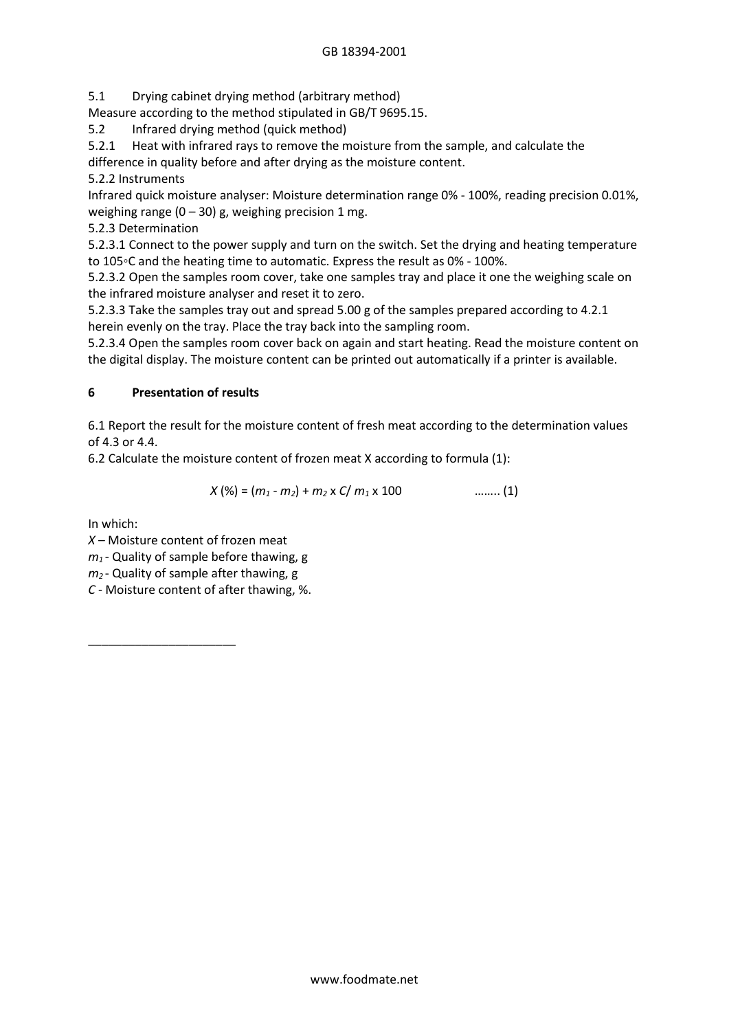5.1 Drying cabinet drying method (arbitrary method)

Measure according to the method stipulated in GB/T 9695.15.

5.2 Infrared drying method (quick method)

5.2.1 Heat with infrared rays to remove the moisture from the sample, and calculate the difference in quality before and after drying as the moisture content.

5.2.2 Instruments

Infrared quick moisture analyser: Moisture determination range 0% - 100%, reading precision 0.01%, weighing range (0 – 30) g, weighing precision 1 mg.

5.2.3 Determination

5.2.3.1 Connect to the power supply and turn on the switch. Set the drying and heating temperature to 105◦C and the heating time to automatic. Express the result as 0% - 100%.

5.2.3.2 Open the samples room cover, take one samples tray and place it one the weighing scale on the infrared moisture analyser and reset it to zero.

5.2.3.3 Take the samples tray out and spread 5.00 g of the samples prepared according to 4.2.1 herein evenly on the tray. Place the tray back into the sampling room.

5.2.3.4 Open the samples room cover back on again and start heating. Read the moisture content on the digital display. The moisture content can be printed out automatically if a printer is available.

## 6 Presentation of results

6.1 Report the result for the moisture content of fresh meat according to the determination values of 4.3 or 4.4.

6.2 Calculate the moisture content of frozen meat X according to formula (1):

$$X\,(\%) = (m_1 - m_2) + m_2 \times C / m_1 \times 100 \qquad \text{........ (1)}$$

In which:

$X$ – Moisture content of frozen meat

$m_1$ - Quality of sample before thawing, g

$m_2$ - Quality of sample after thawing, g

$C$ - Moisture content of after thawing, %.

______________________